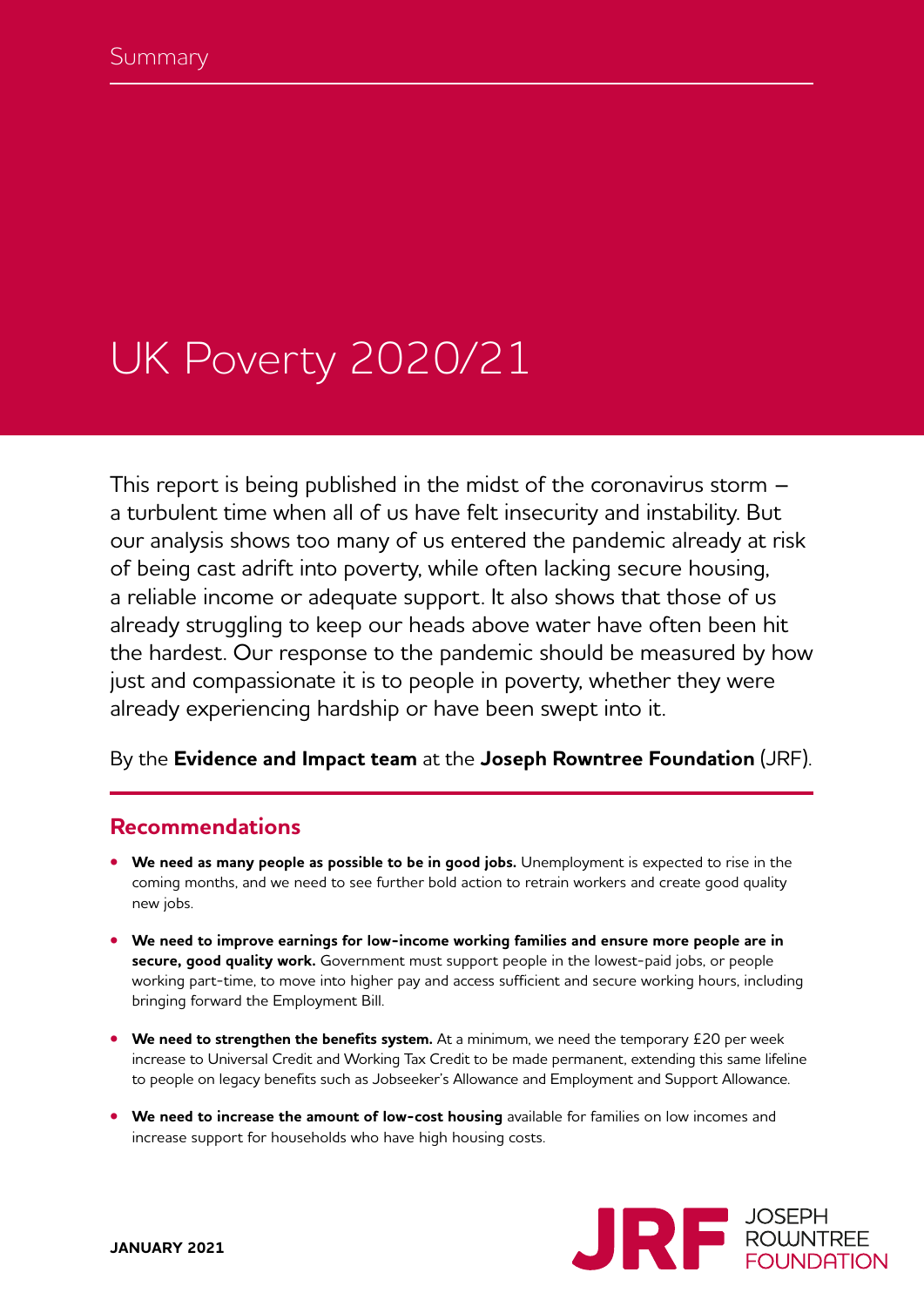Summary

# UK Poverty 2020/21

This report is being published in the midst of the coronavirus storm – a turbulent time when all of us have felt insecurity and instability. But our analysis shows too many of us entered the pandemic already at risk of being cast adrift into poverty, while often lacking secure housing, a reliable income or adequate support. It also shows that those of us already struggling to keep our heads above water have often been hit the hardest. Our response to the pandemic should be measured by how just and compassionate it is to people in poverty, whether they were already experiencing hardship or have been swept into it.

By the **Evidence and Impact team** at the **Joseph Rowntree Foundation** (JRF).

## Recommendations

- **We need as many people as possible to be in good jobs.** Unemployment is expected to rise in the coming months, and we need to see further bold action to retrain workers and create good quality new jobs.
- **We need to improve earnings for low-income working families and ensure more people are in secure, good quality work.** Government must support people in the lowest-paid jobs, or people working part-time, to move into higher pay and access sufficient and secure working hours, including bringing forward the Employment Bill.
- **We need to strengthen the benefits system.** At a minimum, we need the temporary £20 per week increase to Universal Credit and Working Tax Credit to be made permanent, extending this same lifeline to people on legacy benefits such as Jobseeker's Allowance and Employment and Support Allowance.
- **We need to increase the amount of low-cost housing** available for families on low incomes and increase support for households who have high housing costs.

**JANUARY 2021**

JRF JOSEPH ROWNTREE FOUNDATION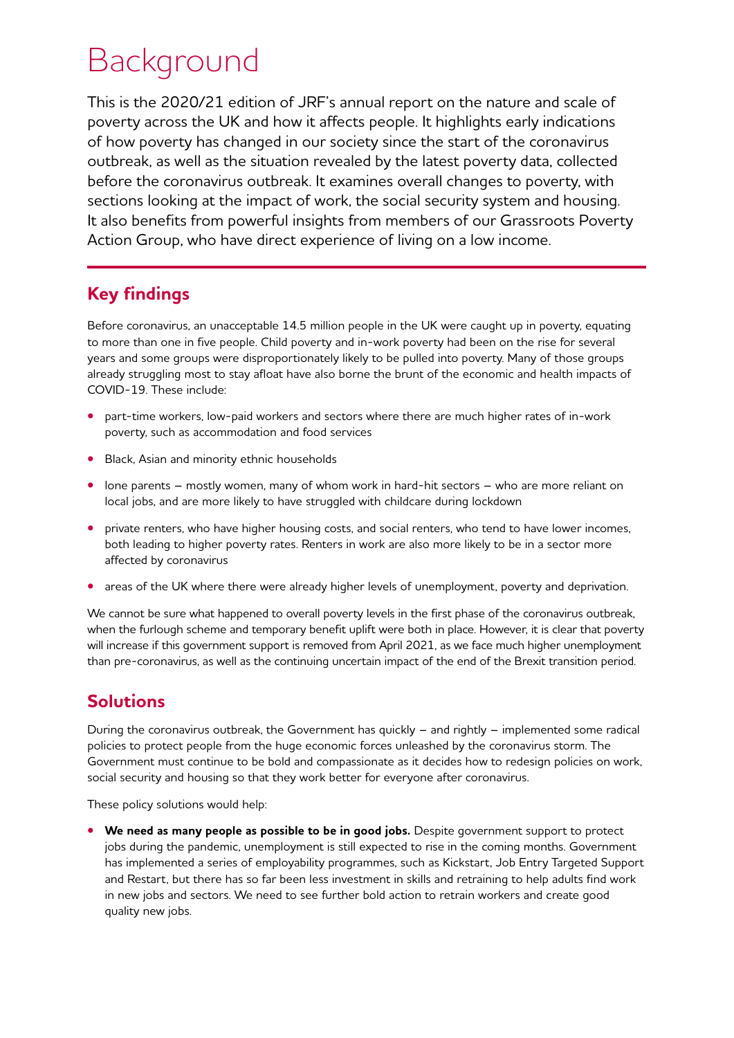# Background

This is the 2020/21 edition of JRF's annual report on the nature and scale of poverty across the UK and how it affects people. It highlights early indications of how poverty has changed in our society since the start of the coronavirus outbreak, as well as the situation revealed by the latest poverty data, collected before the coronavirus outbreak. It examines overall changes to poverty, with sections looking at the impact of work, the social security system and housing. It also benefits from powerful insights from members of our Grassroots Poverty Action Group, who have direct experience of living on a low income.

## Key findings

Before coronavirus, an unacceptable 14.5 million people in the UK were caught up in poverty, equating to more than one in five people. Child poverty and in-work poverty had been on the rise for several years and some groups were disproportionately likely to be pulled into poverty. Many of those groups already struggling most to stay afloat have also borne the brunt of the economic and health impacts of COVID-19. These include:

- part-time workers, low-paid workers and sectors where there are much higher rates of in-work poverty, such as accommodation and food services
- Black, Asian and minority ethnic households
- lone parents – mostly women, many of whom work in hard-hit sectors – who are more reliant on local jobs, and are more likely to have struggled with childcare during lockdown
- private renters, who have higher housing costs, and social renters, who tend to have lower incomes, both leading to higher poverty rates. Renters in work are also more likely to be in a sector more affected by coronavirus
- areas of the UK where there were already higher levels of unemployment, poverty and deprivation.

We cannot be sure what happened to overall poverty levels in the first phase of the coronavirus outbreak, when the furlough scheme and temporary benefit uplift were both in place. However, it is clear that poverty will increase if this government support is removed from April 2021, as we face much higher unemployment than pre-coronavirus, as well as the continuing uncertain impact of the end of the Brexit transition period.

## Solutions

During the coronavirus outbreak, the Government has quickly – and rightly – implemented some radical policies to protect people from the huge economic forces unleashed by the coronavirus storm. The Government must continue to be bold and compassionate as it decides how to redesign policies on work, social security and housing so that they work better for everyone after coronavirus.

These policy solutions would help:

- **We need as many people as possible to be in good jobs.** Despite government support to protect jobs during the pandemic, unemployment is still expected to rise in the coming months. Government has implemented a series of employability programmes, such as Kickstart, Job Entry Targeted Support and Restart, but there has so far been less investment in skills and retraining to help adults find work in new jobs and sectors. We need to see further bold action to retrain workers and create good quality new jobs.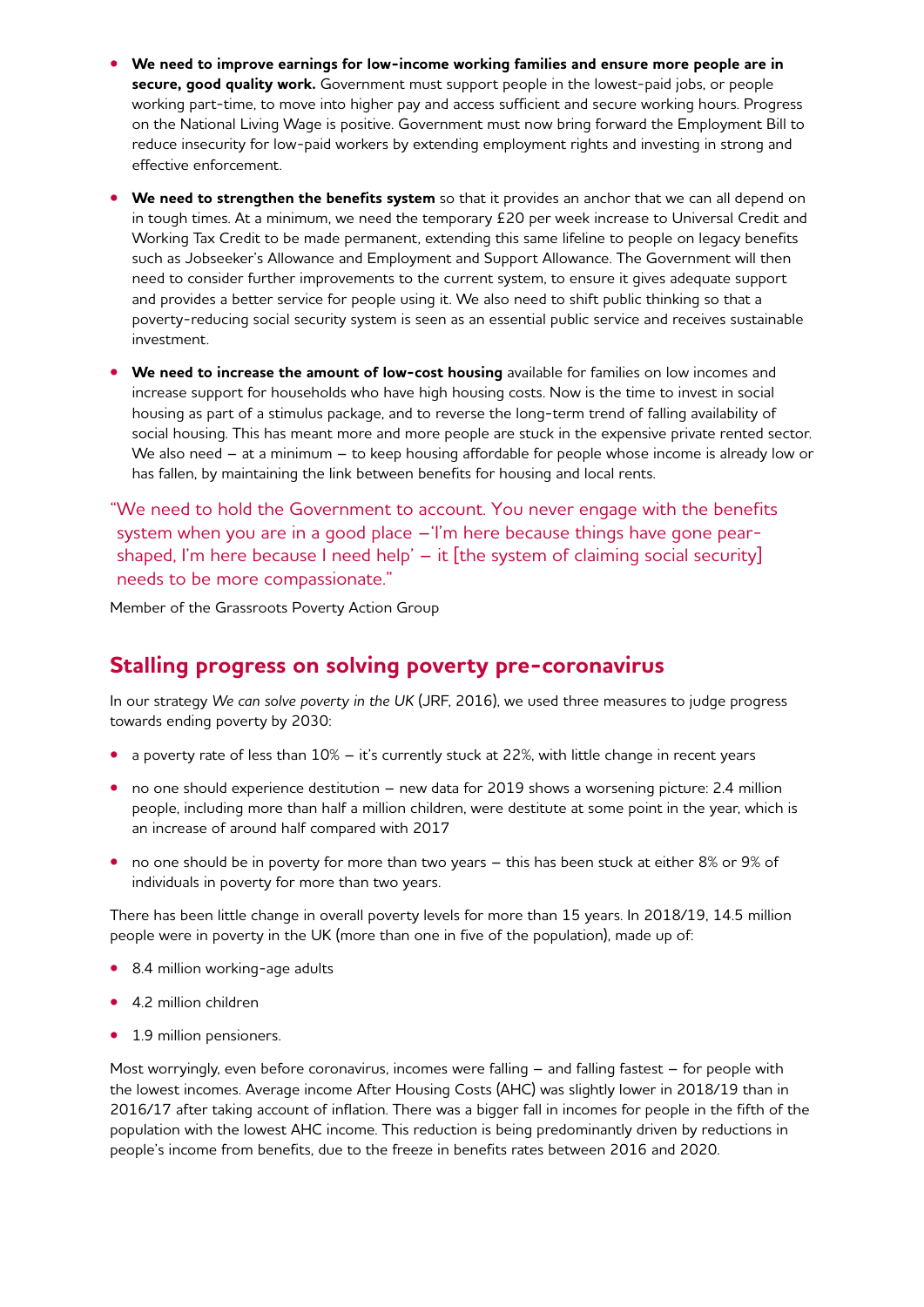- **We need to improve earnings for low-income working families and ensure more people are in secure, good quality work.** Government must support people in the lowest-paid jobs, or people working part-time, to move into higher pay and access sufficient and secure working hours. Progress on the National Living Wage is positive. Government must now bring forward the Employment Bill to reduce insecurity for low-paid workers by extending employment rights and investing in strong and effective enforcement.
- **We need to strengthen the benefits system** so that it provides an anchor that we can all depend on in tough times. At a minimum, we need the temporary £20 per week increase to Universal Credit and Working Tax Credit to be made permanent, extending this same lifeline to people on legacy benefits such as Jobseeker's Allowance and Employment and Support Allowance. The Government will then need to consider further improvements to the current system, to ensure it gives adequate support and provides a better service for people using it. We also need to shift public thinking so that a poverty-reducing social security system is seen as an essential public service and receives sustainable investment.
- **We need to increase the amount of low-cost housing** available for families on low incomes and increase support for households who have high housing costs. Now is the time to invest in social housing as part of a stimulus package, and to reverse the long-term trend of falling availability of social housing. This has meant more and more people are stuck in the expensive private rented sector. We also need – at a minimum – to keep housing affordable for people whose income is already low or has fallen, by maintaining the link between benefits for housing and local rents.

"We need to hold the Government to account. You never engage with the benefits system when you are in a good place –'I'm here because things have gone pear-shaped, I'm here because I need help' – it [the system of claiming social security] needs to be more compassionate."

Member of the Grassroots Poverty Action Group

## Stalling progress on solving poverty pre-coronavirus

In our strategy *We can solve poverty in the UK* (JRF, 2016), we used three measures to judge progress towards ending poverty by 2030:

- a poverty rate of less than 10% – it's currently stuck at 22%, with little change in recent years
- no one should experience destitution – new data for 2019 shows a worsening picture: 2.4 million people, including more than half a million children, were destitute at some point in the year, which is an increase of around half compared with 2017
- no one should be in poverty for more than two years – this has been stuck at either 8% or 9% of individuals in poverty for more than two years.

There has been little change in overall poverty levels for more than 15 years. In 2018/19, 14.5 million people were in poverty in the UK (more than one in five of the population), made up of:

- 8.4 million working-age adults
- 4.2 million children
- 1.9 million pensioners.

Most worryingly, even before coronavirus, incomes were falling – and falling fastest – for people with the lowest incomes. Average income After Housing Costs (AHC) was slightly lower in 2018/19 than in 2016/17 after taking account of inflation. There was a bigger fall in incomes for people in the fifth of the population with the lowest AHC income. This reduction is being predominantly driven by reductions in people's income from benefits, due to the freeze in benefits rates between 2016 and 2020.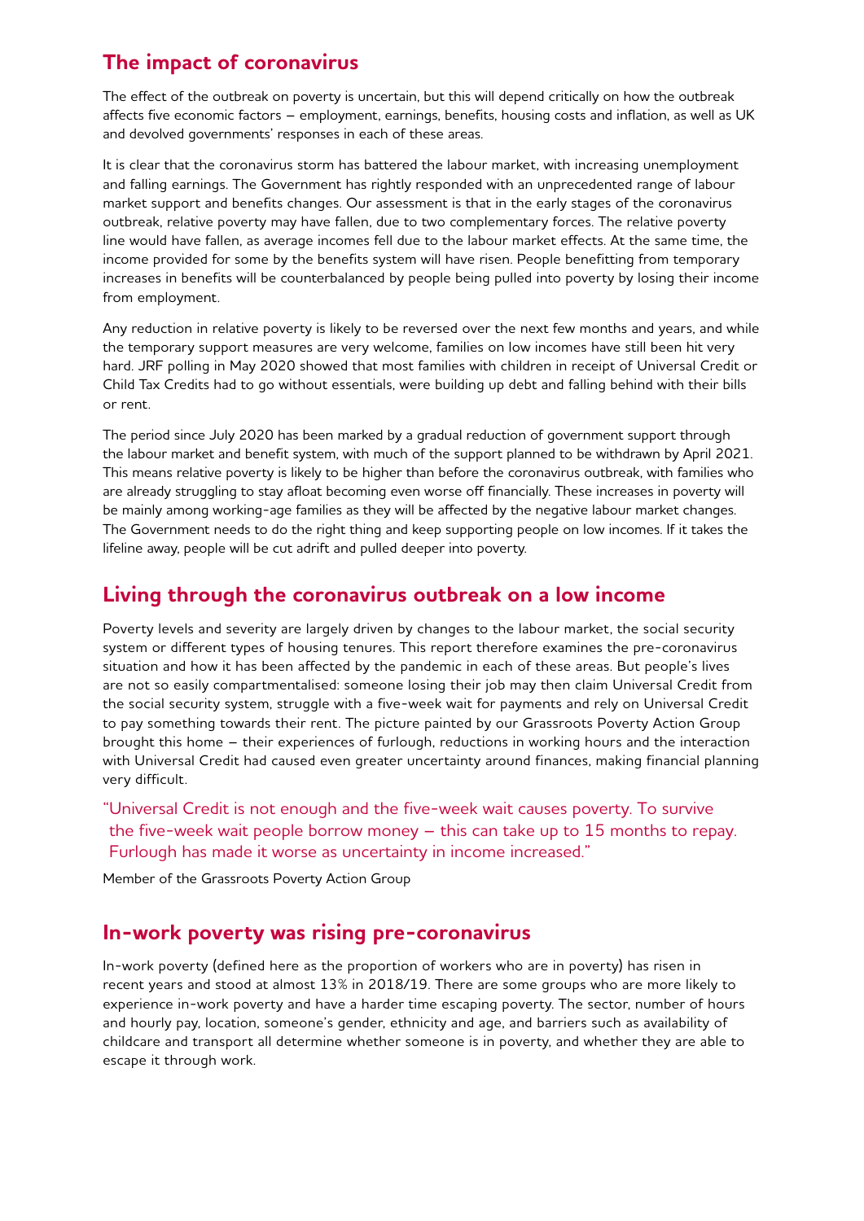## The impact of coronavirus

The effect of the outbreak on poverty is uncertain, but this will depend critically on how the outbreak affects five economic factors – employment, earnings, benefits, housing costs and inflation, as well as UK and devolved governments' responses in each of these areas.

It is clear that the coronavirus storm has battered the labour market, with increasing unemployment and falling earnings. The Government has rightly responded with an unprecedented range of labour market support and benefits changes. Our assessment is that in the early stages of the coronavirus outbreak, relative poverty may have fallen, due to two complementary forces. The relative poverty line would have fallen, as average incomes fell due to the labour market effects. At the same time, the income provided for some by the benefits system will have risen. People benefitting from temporary increases in benefits will be counterbalanced by people being pulled into poverty by losing their income from employment.

Any reduction in relative poverty is likely to be reversed over the next few months and years, and while the temporary support measures are very welcome, families on low incomes have still been hit very hard. JRF polling in May 2020 showed that most families with children in receipt of Universal Credit or Child Tax Credits had to go without essentials, were building up debt and falling behind with their bills or rent.

The period since July 2020 has been marked by a gradual reduction of government support through the labour market and benefit system, with much of the support planned to be withdrawn by April 2021. This means relative poverty is likely to be higher than before the coronavirus outbreak, with families who are already struggling to stay afloat becoming even worse off financially. These increases in poverty will be mainly among working-age families as they will be affected by the negative labour market changes. The Government needs to do the right thing and keep supporting people on low incomes. If it takes the lifeline away, people will be cut adrift and pulled deeper into poverty.

## Living through the coronavirus outbreak on a low income

Poverty levels and severity are largely driven by changes to the labour market, the social security system or different types of housing tenures. This report therefore examines the pre-coronavirus situation and how it has been affected by the pandemic in each of these areas. But people's lives are not so easily compartmentalised: someone losing their job may then claim Universal Credit from the social security system, struggle with a five-week wait for payments and rely on Universal Credit to pay something towards their rent. The picture painted by our Grassroots Poverty Action Group brought this home – their experiences of furlough, reductions in working hours and the interaction with Universal Credit had caused even greater uncertainty around finances, making financial planning very difficult.

> "Universal Credit is not enough and the five-week wait causes poverty. To survive the five-week wait people borrow money – this can take up to 15 months to repay. Furlough has made it worse as uncertainty in income increased."

Member of the Grassroots Poverty Action Group

## In-work poverty was rising pre-coronavirus

In-work poverty (defined here as the proportion of workers who are in poverty) has risen in recent years and stood at almost 13% in 2018/19. There are some groups who are more likely to experience in-work poverty and have a harder time escaping poverty. The sector, number of hours and hourly pay, location, someone's gender, ethnicity and age, and barriers such as availability of childcare and transport all determine whether someone is in poverty, and whether they are able to escape it through work.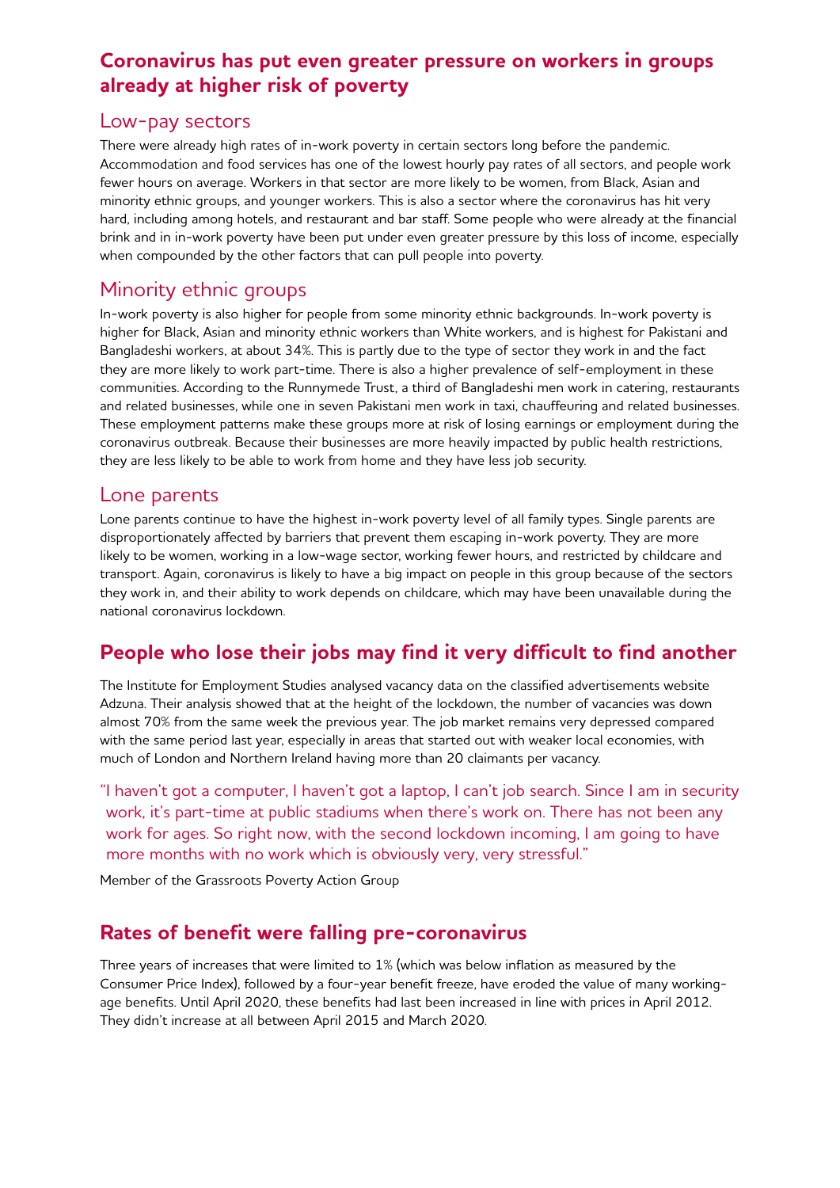## Coronavirus has put even greater pressure on workers in groups already at higher risk of poverty

### Low-pay sectors

There were already high rates of in-work poverty in certain sectors long before the pandemic. Accommodation and food services has one of the lowest hourly pay rates of all sectors, and people work fewer hours on average. Workers in that sector are more likely to be women, from Black, Asian and minority ethnic groups, and younger workers. This is also a sector where the coronavirus has hit very hard, including among hotels, and restaurant and bar staff. Some people who were already at the financial brink and in in-work poverty have been put under even greater pressure by this loss of income, especially when compounded by the other factors that can pull people into poverty.

### Minority ethnic groups

In-work poverty is also higher for people from some minority ethnic backgrounds. In-work poverty is higher for Black, Asian and minority ethnic workers than White workers, and is highest for Pakistani and Bangladeshi workers, at about 34%. This is partly due to the type of sector they work in and the fact they are more likely to work part-time. There is also a higher prevalence of self-employment in these communities. According to the Runnymede Trust, a third of Bangladeshi men work in catering, restaurants and related businesses, while one in seven Pakistani men work in taxi, chauffeuring and related businesses. These employment patterns make these groups more at risk of losing earnings or employment during the coronavirus outbreak. Because their businesses are more heavily impacted by public health restrictions, they are less likely to be able to work from home and they have less job security.

### Lone parents

Lone parents continue to have the highest in-work poverty level of all family types. Single parents are disproportionately affected by barriers that prevent them escaping in-work poverty. They are more likely to be women, working in a low-wage sector, working fewer hours, and restricted by childcare and transport. Again, coronavirus is likely to have a big impact on people in this group because of the sectors they work in, and their ability to work depends on childcare, which may have been unavailable during the national coronavirus lockdown.

## People who lose their jobs may find it very difficult to find another

The Institute for Employment Studies analysed vacancy data on the classified advertisements website Adzuna. Their analysis showed that at the height of the lockdown, the number of vacancies was down almost 70% from the same week the previous year. The job market remains very depressed compared with the same period last year, especially in areas that started out with weaker local economies, with much of London and Northern Ireland having more than 20 claimants per vacancy.

> "I haven't got a computer, I haven't got a laptop, I can't job search. Since I am in security work, it's part-time at public stadiums when there's work on. There has not been any work for ages. So right now, with the second lockdown incoming, I am going to have more months with no work which is obviously very, very stressful."

Member of the Grassroots Poverty Action Group

## Rates of benefit were falling pre-coronavirus

Three years of increases that were limited to 1% (which was below inflation as measured by the Consumer Price Index), followed by a four-year benefit freeze, have eroded the value of many working-age benefits. Until April 2020, these benefits had last been increased in line with prices in April 2012. They didn't increase at all between April 2015 and March 2020.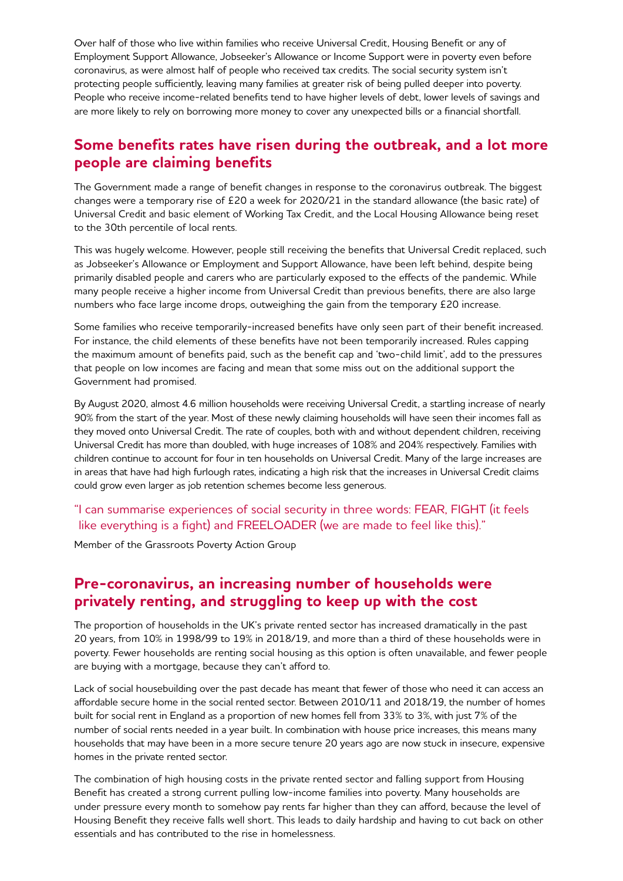Over half of those who live within families who receive Universal Credit, Housing Benefit or any of Employment Support Allowance, Jobseeker's Allowance or Income Support were in poverty even before coronavirus, as were almost half of people who received tax credits. The social security system isn't protecting people sufficiently, leaving many families at greater risk of being pulled deeper into poverty. People who receive income-related benefits tend to have higher levels of debt, lower levels of savings and are more likely to rely on borrowing more money to cover any unexpected bills or a financial shortfall.

## Some benefits rates have risen during the outbreak, and a lot more people are claiming benefits

The Government made a range of benefit changes in response to the coronavirus outbreak. The biggest changes were a temporary rise of £20 a week for 2020/21 in the standard allowance (the basic rate) of Universal Credit and basic element of Working Tax Credit, and the Local Housing Allowance being reset to the 30th percentile of local rents.

This was hugely welcome. However, people still receiving the benefits that Universal Credit replaced, such as Jobseeker's Allowance or Employment and Support Allowance, have been left behind, despite being primarily disabled people and carers who are particularly exposed to the effects of the pandemic. While many people receive a higher income from Universal Credit than previous benefits, there are also large numbers who face large income drops, outweighing the gain from the temporary £20 increase.

Some families who receive temporarily-increased benefits have only seen part of their benefit increased. For instance, the child elements of these benefits have not been temporarily increased. Rules capping the maximum amount of benefits paid, such as the benefit cap and 'two-child limit', add to the pressures that people on low incomes are facing and mean that some miss out on the additional support the Government had promised.

By August 2020, almost 4.6 million households were receiving Universal Credit, a startling increase of nearly 90% from the start of the year. Most of these newly claiming households will have seen their incomes fall as they moved onto Universal Credit. The rate of couples, both with and without dependent children, receiving Universal Credit has more than doubled, with huge increases of 108% and 204% respectively. Families with children continue to account for four in ten households on Universal Credit. Many of the large increases are in areas that have had high furlough rates, indicating a high risk that the increases in Universal Credit claims could grow even larger as job retention schemes become less generous.

> "I can summarise experiences of social security in three words: FEAR, FIGHT (it feels like everything is a fight) and FREELOADER (we are made to feel like this)."

Member of the Grassroots Poverty Action Group

## Pre-coronavirus, an increasing number of households were privately renting, and struggling to keep up with the cost

The proportion of households in the UK's private rented sector has increased dramatically in the past 20 years, from 10% in 1998/99 to 19% in 2018/19, and more than a third of these households were in poverty. Fewer households are renting social housing as this option is often unavailable, and fewer people are buying with a mortgage, because they can't afford to.

Lack of social housebuilding over the past decade has meant that fewer of those who need it can access an affordable secure home in the social rented sector. Between 2010/11 and 2018/19, the number of homes built for social rent in England as a proportion of new homes fell from 33% to 3%, with just 7% of the number of social rents needed in a year built. In combination with house price increases, this means many households that may have been in a more secure tenure 20 years ago are now stuck in insecure, expensive homes in the private rented sector.

The combination of high housing costs in the private rented sector and falling support from Housing Benefit has created a strong current pulling low-income families into poverty. Many households are under pressure every month to somehow pay rents far higher than they can afford, because the level of Housing Benefit they receive falls well short. This leads to daily hardship and having to cut back on other essentials and has contributed to the rise in homelessness.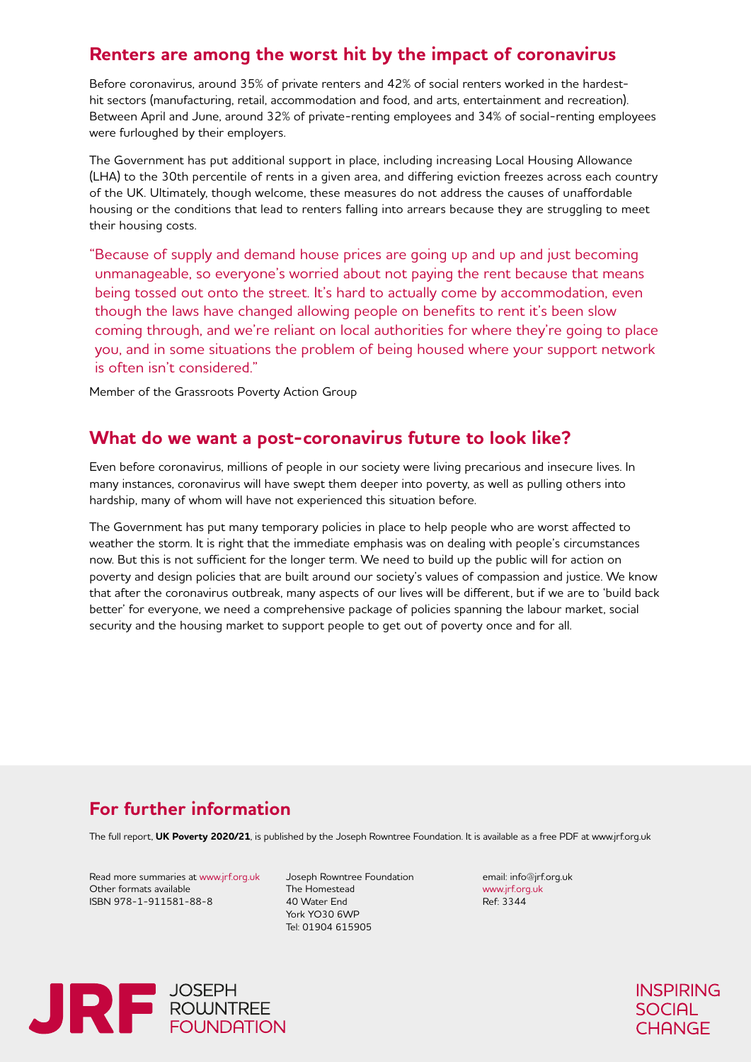## Renters are among the worst hit by the impact of coronavirus

Before coronavirus, around 35% of private renters and 42% of social renters worked in the hardest-hit sectors (manufacturing, retail, accommodation and food, and arts, entertainment and recreation). Between April and June, around 32% of private-renting employees and 34% of social-renting employees were furloughed by their employers.

The Government has put additional support in place, including increasing Local Housing Allowance (LHA) to the 30th percentile of rents in a given area, and differing eviction freezes across each country of the UK. Ultimately, though welcome, these measures do not address the causes of unaffordable housing or the conditions that lead to renters falling into arrears because they are struggling to meet their housing costs.

"Because of supply and demand house prices are going up and up and just becoming unmanageable, so everyone's worried about not paying the rent because that means being tossed out onto the street. It's hard to actually come by accommodation, even though the laws have changed allowing people on benefits to rent it's been slow coming through, and we're reliant on local authorities for where they're going to place you, and in some situations the problem of being housed where your support network is often isn't considered."

Member of the Grassroots Poverty Action Group

## What do we want a post-coronavirus future to look like?

Even before coronavirus, millions of people in our society were living precarious and insecure lives. In many instances, coronavirus will have swept them deeper into poverty, as well as pulling others into hardship, many of whom will have not experienced this situation before.

The Government has put many temporary policies in place to help people who are worst affected to weather the storm. It is right that the immediate emphasis was on dealing with people's circumstances now. But this is not sufficient for the longer term. We need to build up the public will for action on poverty and design policies that are built around our society's values of compassion and justice. We know that after the coronavirus outbreak, many aspects of our lives will be different, but if we are to 'build back better' for everyone, we need a comprehensive package of policies spanning the labour market, social security and the housing market to support people to get out of poverty once and for all.

## For further information

The full report, **UK Poverty 2020/21**, is published by the Joseph Rowntree Foundation. It is available as a free PDF at www.jrf.org.uk

Read more summaries at www.jrf.org.uk
Other formats available
ISBN 978-1-911581-88-8

Joseph Rowntree Foundation
The Homestead
40 Water End
York YO30 6WP
Tel: 01904 615905

email: info@jrf.org.uk
www.jrf.org.uk
Ref: 3344

JRF JOSEPH ROWNTREE FOUNDATION

INSPIRING SOCIAL CHANGE